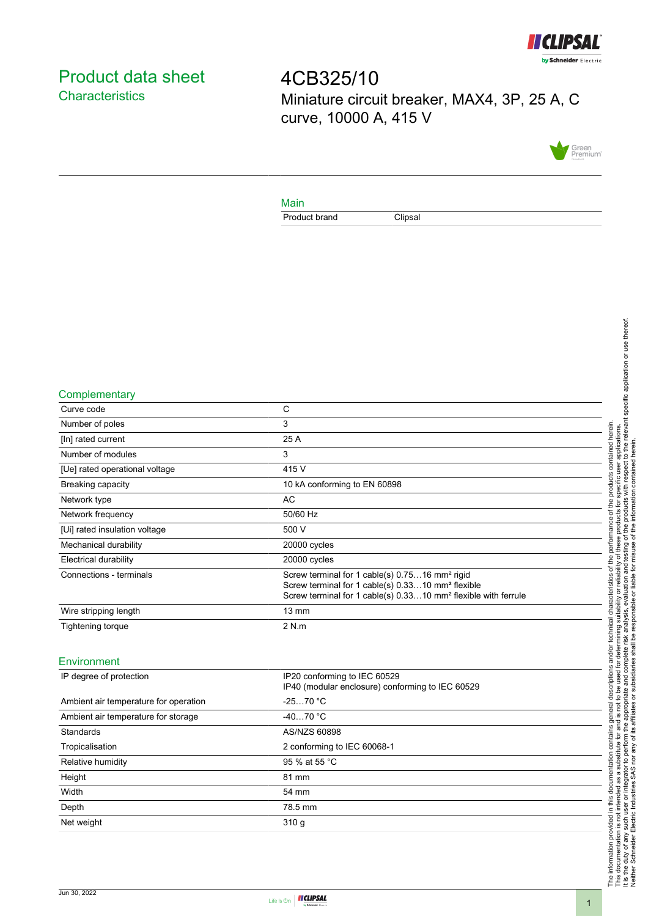# Product data sheet

## Characteristics

# 4CB325/10

Miniature circuit breaker, MAX4, 3P, 25 A, C curve, 10000 A, 415 V

## Main

| | |
|---|---|
| Product brand | Clipsal |

## Complementary

| | |
|---|---|
| Curve code | C |
| Number of poles | 3 |
| [In] rated current | 25 A |
| Number of modules | 3 |
| [Ue] rated operational voltage | 415 V |
| Breaking capacity | 10 kA conforming to EN 60898 |
| Network type | AC |
| Network frequency | 50/60 Hz |
| [Ui] rated insulation voltage | 500 V |
| Mechanical durability | 20000 cycles |
| Electrical durability | 20000 cycles |
| Connections - terminals | Screw terminal for 1 cable(s) 0.75…16 mm² rigid<br>Screw terminal for 1 cable(s) 0.33…10 mm² flexible<br>Screw terminal for 1 cable(s) 0.33…10 mm² flexible with ferrule |
| Wire stripping length | 13 mm |
| Tightening torque | 2 N.m |

## Environment

| | |
|---|---|
| IP degree of protection | IP20 conforming to IEC 60529<br>IP40 (modular enclosure) conforming to IEC 60529 |
| Ambient air temperature for operation | -25…70 °C |
| Ambient air temperature for storage | -40…70 °C |
| Standards | AS/NZS 60898 |
| Tropicalisation | 2 conforming to IEC 60068-1 |
| Relative humidity | 95 % at 55 °C |
| Height | 81 mm |
| Width | 54 mm |
| Depth | 78.5 mm |
| Net weight | 310 g |

The information provided in this documentation contains general descriptions and/or technical characteristics of the performance of the products contained herein.
This documentation is not intended as a substitute for and is not to be used for determining suitability or reliability of these products for specific user applications.
It is the duty of any such user or integrator to perform the appropriate and complete risk analysis, evaluation and testing of the products with respect to the relevant specific application or use thereof.
Neither Schneider Electric Industries SAS nor any of its affiliates or subsidiaries shall be responsible or liable for misuse of the information contained herein.

Jun 30, 2022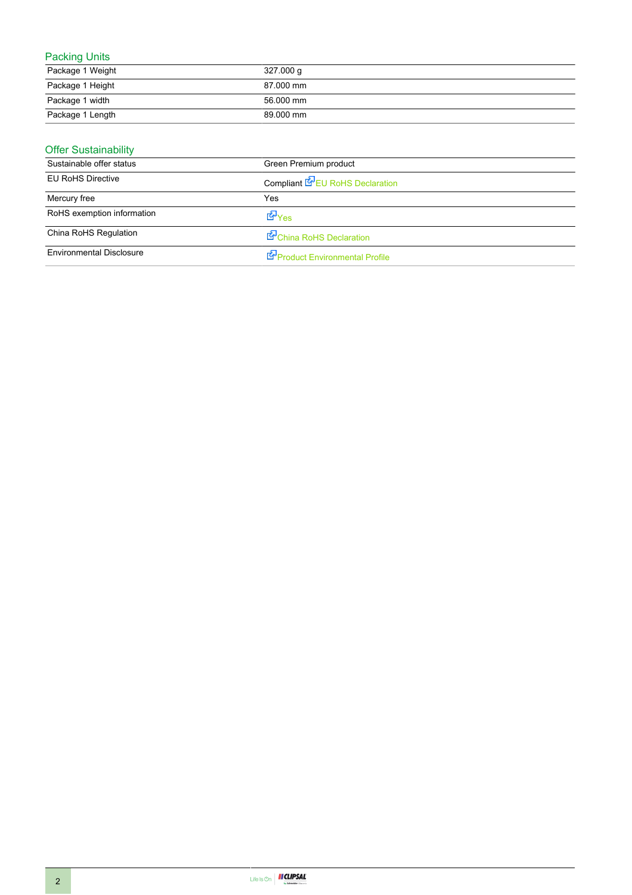## Packing Units

| | |
|---|---|
| Package 1 Weight | 327.000 g |
| Package 1 Height | 87.000 mm |
| Package 1 width | 56.000 mm |
| Package 1 Length | 89.000 mm |

## Offer Sustainability

| | |
|---|---|
| Sustainable offer status | Green Premium product |
| EU RoHS Directive | Compliant EU RoHS Declaration |
| Mercury free | Yes |
| RoHS exemption information | Yes |
| China RoHS Regulation | China RoHS Declaration |
| Environmental Disclosure | Product Environmental Profile |